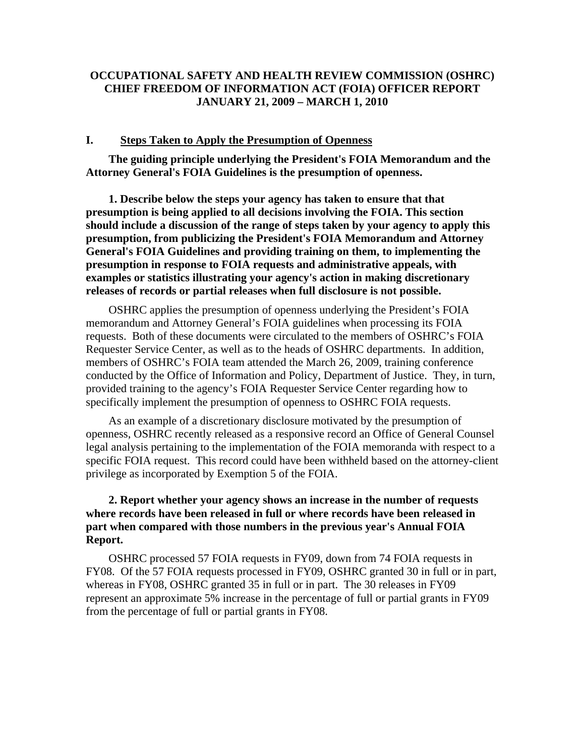# OCCUPATIONAL SAFETY AND HEALTH REVIEW COMMISSION (OSHRC) CHIEF FREEDOM OF INFORMATION ACT (FOIA) OFFICER REPORT JANUARY 21, 2009 – MARCH 1, 2010

## I. Steps Taken to Apply the Presumption of Openness

**The guiding principle underlying the President's FOIA Memorandum and the Attorney General's FOIA Guidelines is the presumption of openness.**

**1. Describe below the steps your agency has taken to ensure that that presumption is being applied to all decisions involving the FOIA. This section should include a discussion of the range of steps taken by your agency to apply this presumption, from publicizing the President's FOIA Memorandum and Attorney General's FOIA Guidelines and providing training on them, to implementing the presumption in response to FOIA requests and administrative appeals, with examples or statistics illustrating your agency's action in making discretionary releases of records or partial releases when full disclosure is not possible.**

OSHRC applies the presumption of openness underlying the President's FOIA memorandum and Attorney General's FOIA guidelines when processing its FOIA requests. Both of these documents were circulated to the members of OSHRC's FOIA Requester Service Center, as well as to the heads of OSHRC departments. In addition, members of OSHRC's FOIA team attended the March 26, 2009, training conference conducted by the Office of Information and Policy, Department of Justice. They, in turn, provided training to the agency's FOIA Requester Service Center regarding how to specifically implement the presumption of openness to OSHRC FOIA requests.

As an example of a discretionary disclosure motivated by the presumption of openness, OSHRC recently released as a responsive record an Office of General Counsel legal analysis pertaining to the implementation of the FOIA memoranda with respect to a specific FOIA request. This record could have been withheld based on the attorney-client privilege as incorporated by Exemption 5 of the FOIA.

**2. Report whether your agency shows an increase in the number of requests where records have been released in full or where records have been released in part when compared with those numbers in the previous year's Annual FOIA Report.**

OSHRC processed 57 FOIA requests in FY09, down from 74 FOIA requests in FY08. Of the 57 FOIA requests processed in FY09, OSHRC granted 30 in full or in part, whereas in FY08, OSHRC granted 35 in full or in part. The 30 releases in FY09 represent an approximate 5% increase in the percentage of full or partial grants in FY09 from the percentage of full or partial grants in FY08.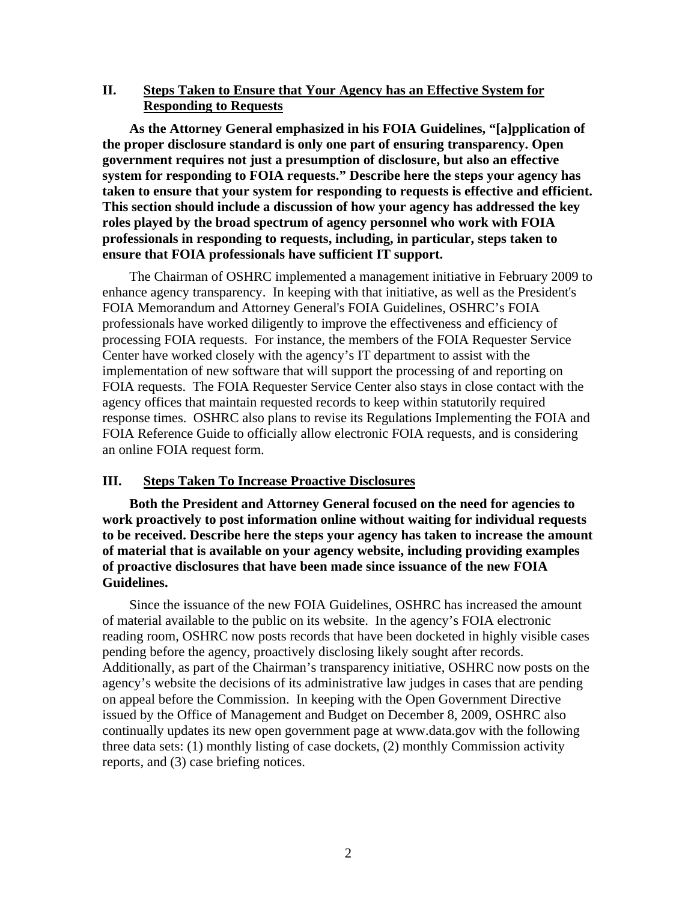## II. Steps Taken to Ensure that Your Agency has an Effective System for Responding to Requests

**As the Attorney General emphasized in his FOIA Guidelines, "[a]pplication of the proper disclosure standard is only one part of ensuring transparency. Open government requires not just a presumption of disclosure, but also an effective system for responding to FOIA requests." Describe here the steps your agency has taken to ensure that your system for responding to requests is effective and efficient. This section should include a discussion of how your agency has addressed the key roles played by the broad spectrum of agency personnel who work with FOIA professionals in responding to requests, including, in particular, steps taken to ensure that FOIA professionals have sufficient IT support.**

The Chairman of OSHRC implemented a management initiative in February 2009 to enhance agency transparency. In keeping with that initiative, as well as the President's FOIA Memorandum and Attorney General's FOIA Guidelines, OSHRC's FOIA professionals have worked diligently to improve the effectiveness and efficiency of processing FOIA requests. For instance, the members of the FOIA Requester Service Center have worked closely with the agency's IT department to assist with the implementation of new software that will support the processing of and reporting on FOIA requests. The FOIA Requester Service Center also stays in close contact with the agency offices that maintain requested records to keep within statutorily required response times. OSHRC also plans to revise its Regulations Implementing the FOIA and FOIA Reference Guide to officially allow electronic FOIA requests, and is considering an online FOIA request form.

## III. Steps Taken To Increase Proactive Disclosures

**Both the President and Attorney General focused on the need for agencies to work proactively to post information online without waiting for individual requests to be received. Describe here the steps your agency has taken to increase the amount of material that is available on your agency website, including providing examples of proactive disclosures that have been made since issuance of the new FOIA Guidelines.**

Since the issuance of the new FOIA Guidelines, OSHRC has increased the amount of material available to the public on its website. In the agency's FOIA electronic reading room, OSHRC now posts records that have been docketed in highly visible cases pending before the agency, proactively disclosing likely sought after records. Additionally, as part of the Chairman's transparency initiative, OSHRC now posts on the agency's website the decisions of its administrative law judges in cases that are pending on appeal before the Commission. In keeping with the Open Government Directive issued by the Office of Management and Budget on December 8, 2009, OSHRC also continually updates its new open government page at www.data.gov with the following three data sets: (1) monthly listing of case dockets, (2) monthly Commission activity reports, and (3) case briefing notices.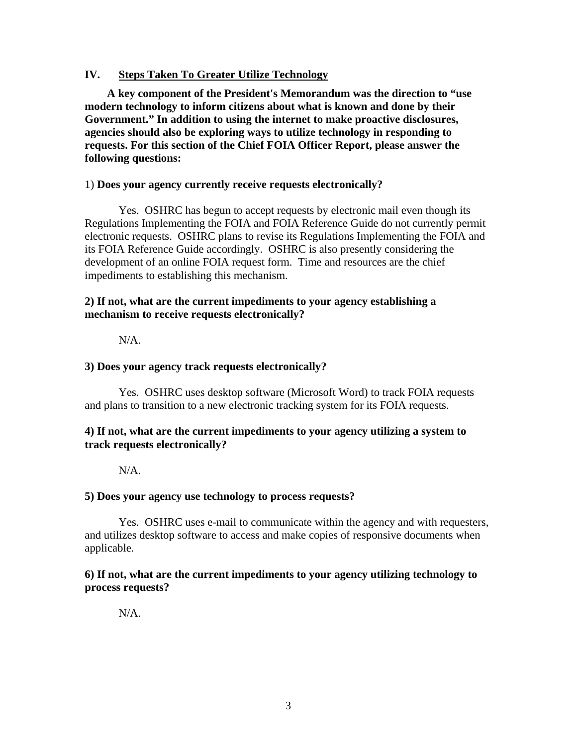## IV. <u>Steps Taken To Greater Utilize Technology</u>

**A key component of the President's Memorandum was the direction to "use modern technology to inform citizens about what is known and done by their Government." In addition to using the internet to make proactive disclosures, agencies should also be exploring ways to utilize technology in responding to requests. For this section of the Chief FOIA Officer Report, please answer the following questions:**

1) **Does your agency currently receive requests electronically?**

Yes. OSHRC has begun to accept requests by electronic mail even though its Regulations Implementing the FOIA and FOIA Reference Guide do not currently permit electronic requests. OSHRC plans to revise its Regulations Implementing the FOIA and its FOIA Reference Guide accordingly. OSHRC is also presently considering the development of an online FOIA request form. Time and resources are the chief impediments to establishing this mechanism.

**2) If not, what are the current impediments to your agency establishing a mechanism to receive requests electronically?**

N/A.

**3) Does your agency track requests electronically?**

Yes. OSHRC uses desktop software (Microsoft Word) to track FOIA requests and plans to transition to a new electronic tracking system for its FOIA requests.

**4) If not, what are the current impediments to your agency utilizing a system to track requests electronically?**

N/A.

**5) Does your agency use technology to process requests?**

Yes. OSHRC uses e-mail to communicate within the agency and with requesters, and utilizes desktop software to access and make copies of responsive documents when applicable.

**6) If not, what are the current impediments to your agency utilizing technology to process requests?**

N/A.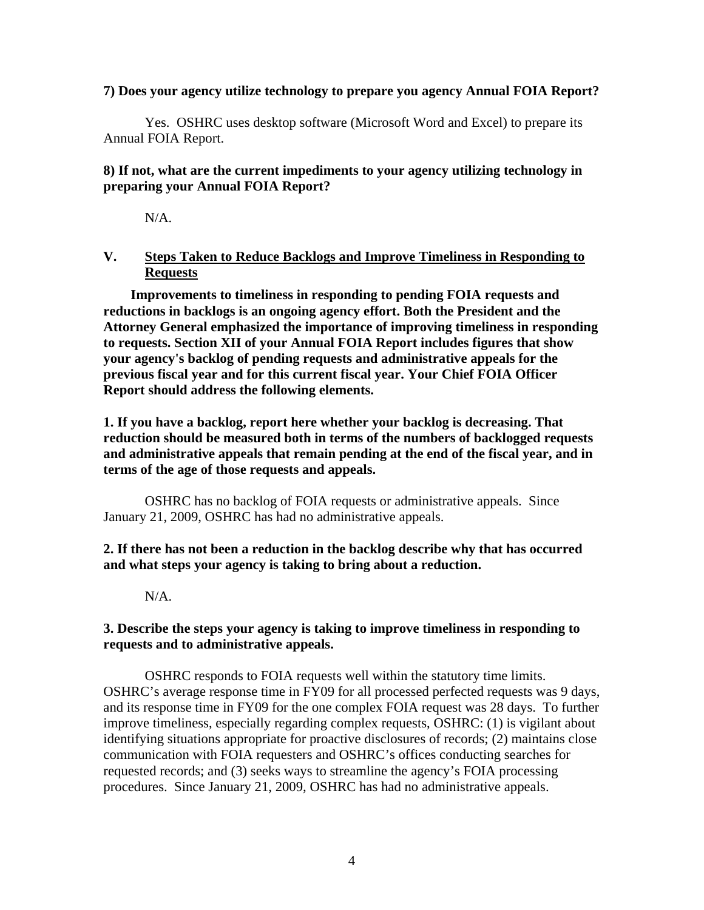**7) Does your agency utilize technology to prepare you agency Annual FOIA Report?**

Yes. OSHRC uses desktop software (Microsoft Word and Excel) to prepare its Annual FOIA Report.

**8) If not, what are the current impediments to your agency utilizing technology in preparing your Annual FOIA Report?**

N/A.

## V. <u>Steps Taken to Reduce Backlogs and Improve Timeliness in Responding to Requests</u>

**Improvements to timeliness in responding to pending FOIA requests and reductions in backlogs is an ongoing agency effort. Both the President and the Attorney General emphasized the importance of improving timeliness in responding to requests. Section XII of your Annual FOIA Report includes figures that show your agency's backlog of pending requests and administrative appeals for the previous fiscal year and for this current fiscal year. Your Chief FOIA Officer Report should address the following elements.**

**1. If you have a backlog, report here whether your backlog is decreasing. That reduction should be measured both in terms of the numbers of backlogged requests and administrative appeals that remain pending at the end of the fiscal year, and in terms of the age of those requests and appeals.**

OSHRC has no backlog of FOIA requests or administrative appeals. Since January 21, 2009, OSHRC has had no administrative appeals.

**2. If there has not been a reduction in the backlog describe why that has occurred and what steps your agency is taking to bring about a reduction.**

N/A.

**3. Describe the steps your agency is taking to improve timeliness in responding to requests and to administrative appeals.**

OSHRC responds to FOIA requests well within the statutory time limits. OSHRC's average response time in FY09 for all processed perfected requests was 9 days, and its response time in FY09 for the one complex FOIA request was 28 days. To further improve timeliness, especially regarding complex requests, OSHRC: (1) is vigilant about identifying situations appropriate for proactive disclosures of records; (2) maintains close communication with FOIA requesters and OSHRC's offices conducting searches for requested records; and (3) seeks ways to streamline the agency's FOIA processing procedures. Since January 21, 2009, OSHRC has had no administrative appeals.